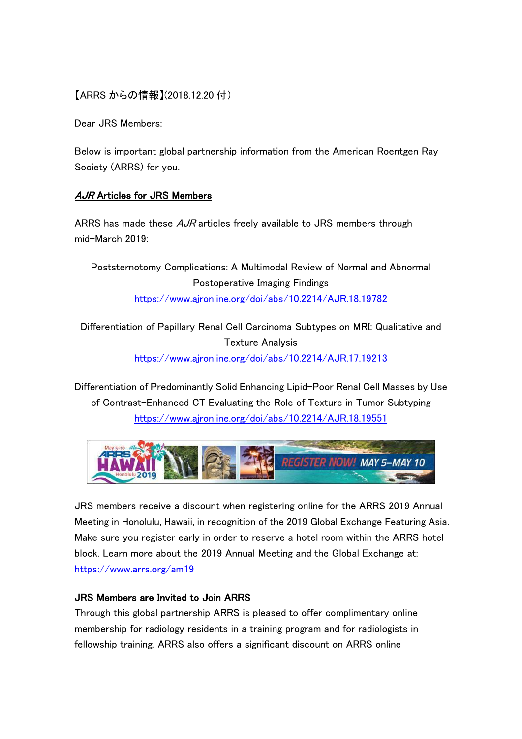【ARRS からの情報】(2018.12.20 付)

Dear JRS Members:

Below is important global partnership information from the American Roentgen Ray Society (ARRS) for you.

## *AJR* Articles for JRS Members

ARRS has made these *AJR* articles freely available to JRS members through mid-March 2019:

Poststernotomy Complications: A Multimodal Review of Normal and Abnormal Postoperative Imaging Findings
https://www.ajronline.org/doi/abs/10.2214/AJR.18.19782

Differentiation of Papillary Renal Cell Carcinoma Subtypes on MRI: Qualitative and Texture Analysis
https://www.ajronline.org/doi/abs/10.2214/AJR.17.19213

Differentiation of Predominantly Solid Enhancing Lipid-Poor Renal Cell Masses by Use of Contrast-Enhanced CT Evaluating the Role of Texture in Tumor Subtyping
https://www.ajronline.org/doi/abs/10.2214/AJR.18.19551

JRS members receive a discount when registering online for the ARRS 2019 Annual Meeting in Honolulu, Hawaii, in recognition of the 2019 Global Exchange Featuring Asia. Make sure you register early in order to reserve a hotel room within the ARRS hotel block. Learn more about the 2019 Annual Meeting and the Global Exchange at: https://www.arrs.org/am19

## JRS Members are Invited to Join ARRS

Through this global partnership ARRS is pleased to offer complimentary online membership for radiology residents in a training program and for radiologists in fellowship training. ARRS also offers a significant discount on ARRS online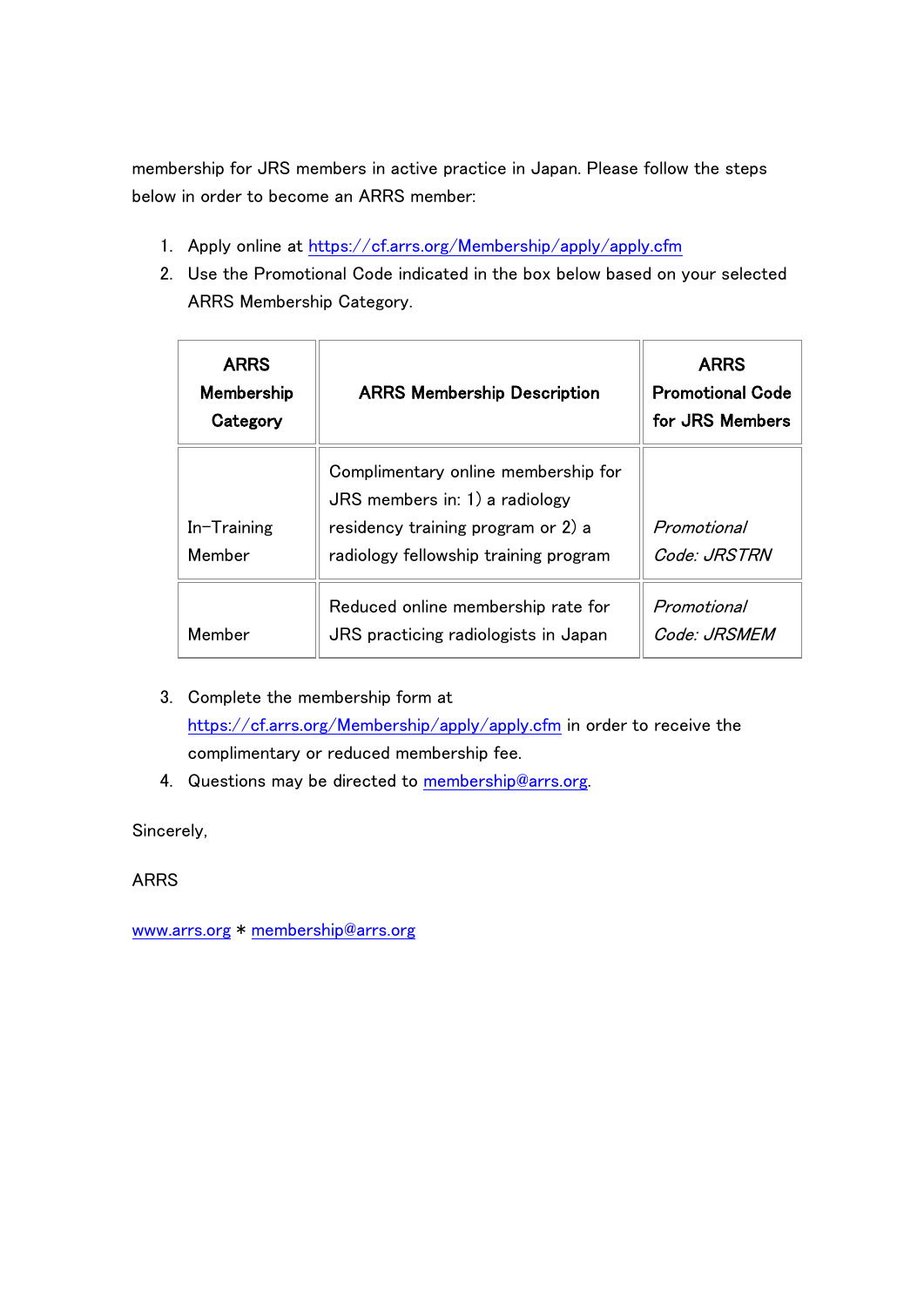membership for JRS members in active practice in Japan. Please follow the steps below in order to become an ARRS member:

1. Apply online at https://cf.arrs.org/Membership/apply/apply.cfm
2. Use the Promotional Code indicated in the box below based on your selected ARRS Membership Category.

| **ARRS Membership Category** | **ARRS Membership Description** | **ARRS Promotional Code for JRS Members** |
|---|---|---|
| In-Training Member | Complimentary online membership for JRS members in: 1) a radiology residency training program or 2) a radiology fellowship training program | *Promotional Code: JRSTRN* |
| Member | Reduced online membership rate for JRS practicing radiologists in Japan | *Promotional Code: JRSMEM* |

3. Complete the membership form at https://cf.arrs.org/Membership/apply/apply.cfm in order to receive the complimentary or reduced membership fee.
4. Questions may be directed to membership@arrs.org.

Sincerely,

ARRS

www.arrs.org * membership@arrs.org